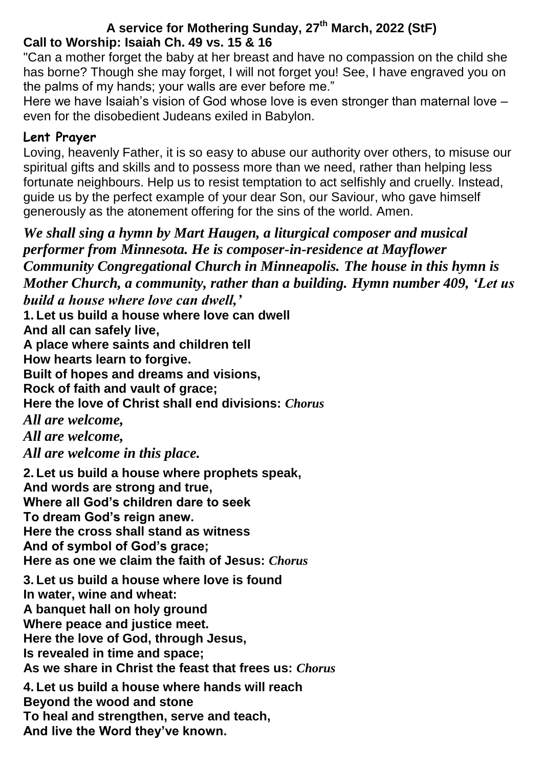# A service for Mothering Sunday, 27th March, 2022 (StF)

**Call to Worship: Isaiah Ch. 49 vs. 15 & 16**

"Can a mother forget the baby at her breast and have no compassion on the child she has borne? Though she may forget, I will not forget you! See, I have engraved you on the palms of my hands; your walls are ever before me."

Here we have Isaiah's vision of God whose love is even stronger than maternal love – even for the disobedient Judeans exiled in Babylon.

**Lent Prayer**

Loving, heavenly Father, it is so easy to abuse our authority over others, to misuse our spiritual gifts and skills and to possess more than we need, rather than helping less fortunate neighbours. Help us to resist temptation to act selfishly and cruelly. Instead, guide us by the perfect example of your dear Son, our Saviour, who gave himself generously as the atonement offering for the sins of the world. Amen.

***We shall sing a hymn by Mart Haugen, a liturgical composer and musical performer from Minnesota. He is composer-in-residence at Mayflower Community Congregational Church in Minneapolis. The house in this hymn is Mother Church, a community, rather than a building. Hymn number 409, 'Let us build a house where love can dwell,'***

**1. Let us build a house where love can dwell**
**And all can safely live,**
**A place where saints and children tell**
**How hearts learn to forgive.**
**Built of hopes and dreams and visions,**
**Rock of faith and vault of grace;**
**Here the love of Christ shall end divisions:** ***Chorus***

***All are welcome,***
***All are welcome,***
***All are welcome in this place.***

**2. Let us build a house where prophets speak,**
**And words are strong and true,**
**Where all God's children dare to seek**
**To dream God's reign anew.**
**Here the cross shall stand as witness**
**And of symbol of God's grace;**
**Here as one we claim the faith of Jesus:** ***Chorus***

**3. Let us build a house where love is found**
**In water, wine and wheat:**
**A banquet hall on holy ground**
**Where peace and justice meet.**
**Here the love of God, through Jesus,**
**Is revealed in time and space;**
**As we share in Christ the feast that frees us:** ***Chorus***

**4. Let us build a house where hands will reach**
**Beyond the wood and stone**
**To heal and strengthen, serve and teach,**
**And live the Word they've known.**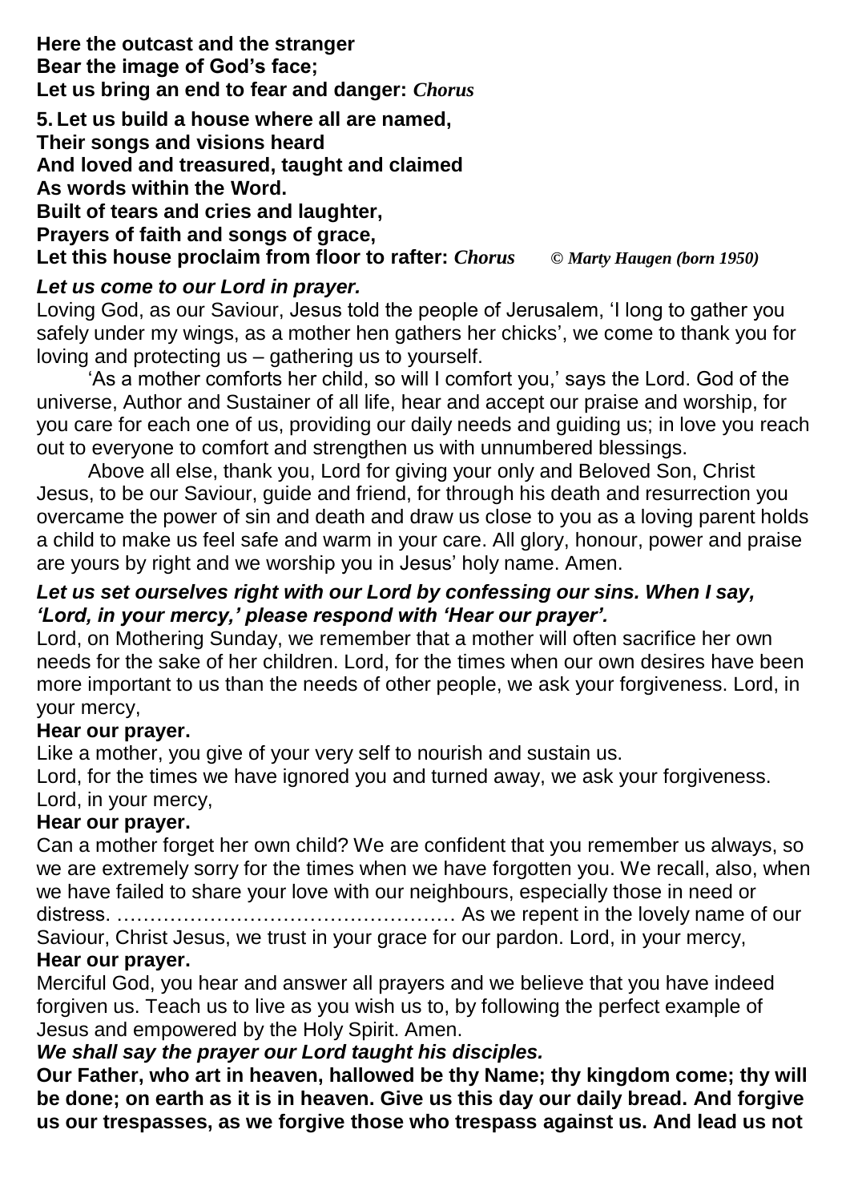**Here the outcast and the stranger**
**Bear the image of God's face;**
**Let us bring an end to fear and danger:** ***Chorus***

**5. Let us build a house where all are named,**
**Their songs and visions heard**
**And loved and treasured, taught and claimed**
**As words within the Word.**
**Built of tears and cries and laughter,**
**Prayers of faith and songs of grace,**
**Let this house proclaim from floor to rafter:** ***Chorus*** *© Marty Haugen (born 1950)*

***Let us come to our Lord in prayer.***

Loving God, as our Saviour, Jesus told the people of Jerusalem, 'I long to gather you safely under my wings, as a mother hen gathers her chicks', we come to thank you for loving and protecting us – gathering us to yourself.

'As a mother comforts her child, so will I comfort you,' says the Lord. God of the universe, Author and Sustainer of all life, hear and accept our praise and worship, for you care for each one of us, providing our daily needs and guiding us; in love you reach out to everyone to comfort and strengthen us with unnumbered blessings.

Above all else, thank you, Lord for giving your only and Beloved Son, Christ Jesus, to be our Saviour, guide and friend, for through his death and resurrection you overcame the power of sin and death and draw us close to you as a loving parent holds a child to make us feel safe and warm in your care. All glory, honour, power and praise are yours by right and we worship you in Jesus' holy name. Amen.

***Let us set ourselves right with our Lord by confessing our sins. When I say, 'Lord, in your mercy,' please respond with 'Hear our prayer'.***

Lord, on Mothering Sunday, we remember that a mother will often sacrifice her own needs for the sake of her children. Lord, for the times when our own desires have been more important to us than the needs of other people, we ask your forgiveness. Lord, in your mercy,

**Hear our prayer.**

Like a mother, you give of your very self to nourish and sustain us.
Lord, for the times we have ignored you and turned away, we ask your forgiveness. Lord, in your mercy,

**Hear our prayer.**

Can a mother forget her own child? We are confident that you remember us always, so we are extremely sorry for the times when we have forgotten you. We recall, also, when we have failed to share your love with our neighbours, especially those in need or distress. …………………………………………… As we repent in the lovely name of our Saviour, Christ Jesus, we trust in your grace for our pardon. Lord, in your mercy,

**Hear our prayer.**

Merciful God, you hear and answer all prayers and we believe that you have indeed forgiven us. Teach us to live as you wish us to, by following the perfect example of Jesus and empowered by the Holy Spirit. Amen.

***We shall say the prayer our Lord taught his disciples.***

**Our Father, who art in heaven, hallowed be thy Name; thy kingdom come; thy will be done; on earth as it is in heaven. Give us this day our daily bread. And forgive us our trespasses, as we forgive those who trespass against us. And lead us not**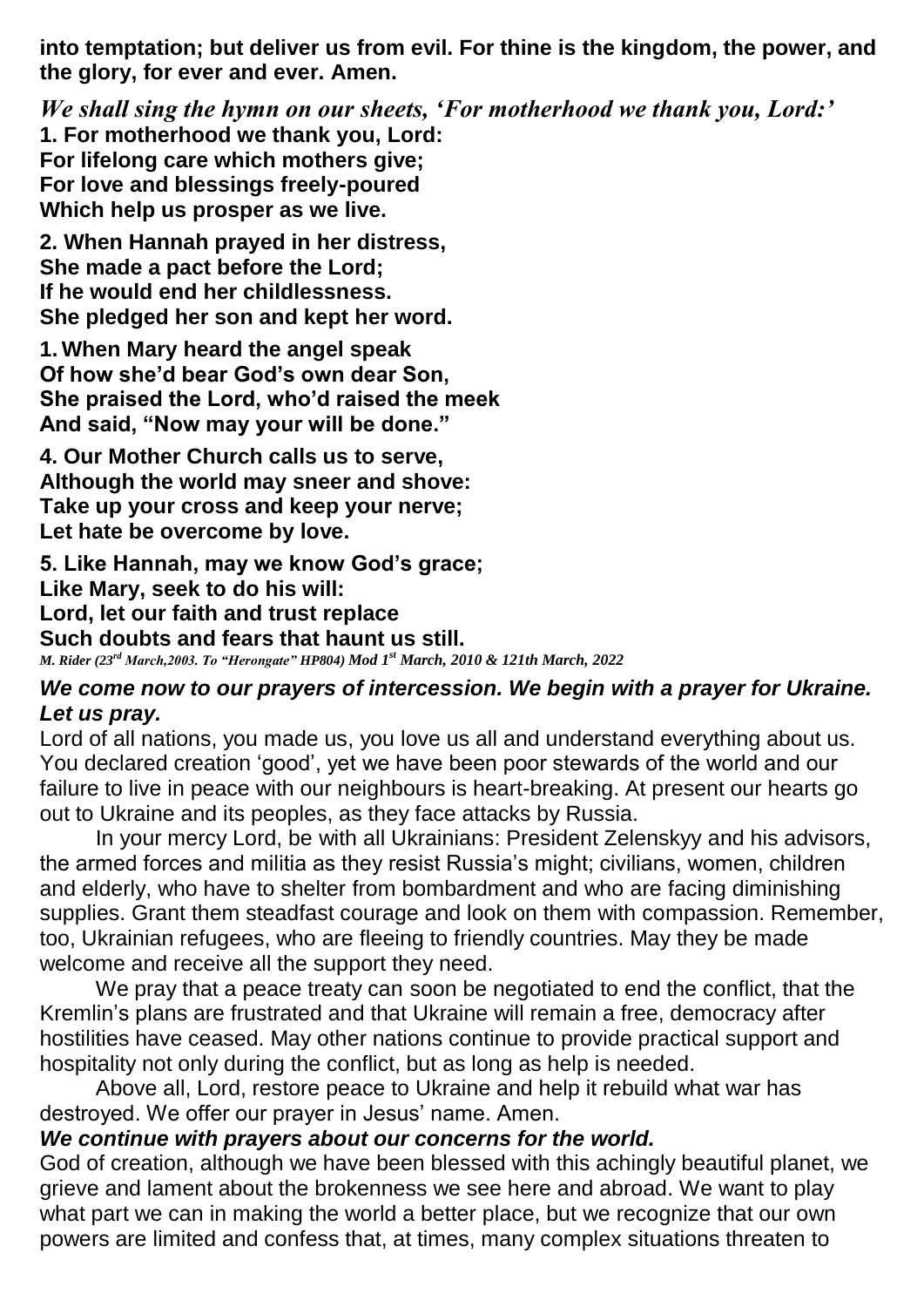**into temptation; but deliver us from evil. For thine is the kingdom, the power, and the glory, for ever and ever. Amen.**

***We shall sing the hymn on our sheets, 'For motherhood we thank you, Lord:'***

**1. For motherhood we thank you, Lord:**
**For lifelong care which mothers give;**
**For love and blessings freely-poured**
**Which help us prosper as we live.**

**2. When Hannah prayed in her distress,**
**She made a pact before the Lord;**
**If he would end her childlessness.**
**She pledged her son and kept her word.**

**1. When Mary heard the angel speak**
**Of how she'd bear God's own dear Son,**
**She praised the Lord, who'd raised the meek**
**And said, "Now may your will be done."**

**4. Our Mother Church calls us to serve,**
**Although the world may sneer and shove:**
**Take up your cross and keep your nerve;**
**Let hate be overcome by love.**

**5. Like Hannah, may we know God's grace;**
**Like Mary, seek to do his will:**
**Lord, let our faith and trust replace**
**Such doubts and fears that haunt us still.**

***M. Rider (23rd March,2003. To "Herongate" HP804) Mod 1st March, 2010 & 121th March, 2022***

***We come now to our prayers of intercession. We begin with a prayer for Ukraine. Let us pray.***

Lord of all nations, you made us, you love us all and understand everything about us. You declared creation 'good', yet we have been poor stewards of the world and our failure to live in peace with our neighbours is heart-breaking. At present our hearts go out to Ukraine and its peoples, as they face attacks by Russia.

In your mercy Lord, be with all Ukrainians: President Zelenskyy and his advisors, the armed forces and militia as they resist Russia's might; civilians, women, children and elderly, who have to shelter from bombardment and who are facing diminishing supplies. Grant them steadfast courage and look on them with compassion. Remember, too, Ukrainian refugees, who are fleeing to friendly countries. May they be made welcome and receive all the support they need.

We pray that a peace treaty can soon be negotiated to end the conflict, that the Kremlin's plans are frustrated and that Ukraine will remain a free, democracy after hostilities have ceased. May other nations continue to provide practical support and hospitality not only during the conflict, but as long as help is needed.

Above all, Lord, restore peace to Ukraine and help it rebuild what war has destroyed. We offer our prayer in Jesus' name. Amen.

***We continue with prayers about our concerns for the world.***

God of creation, although we have been blessed with this achingly beautiful planet, we grieve and lament about the brokenness we see here and abroad. We want to play what part we can in making the world a better place, but we recognize that our own powers are limited and confess that, at times, many complex situations threaten to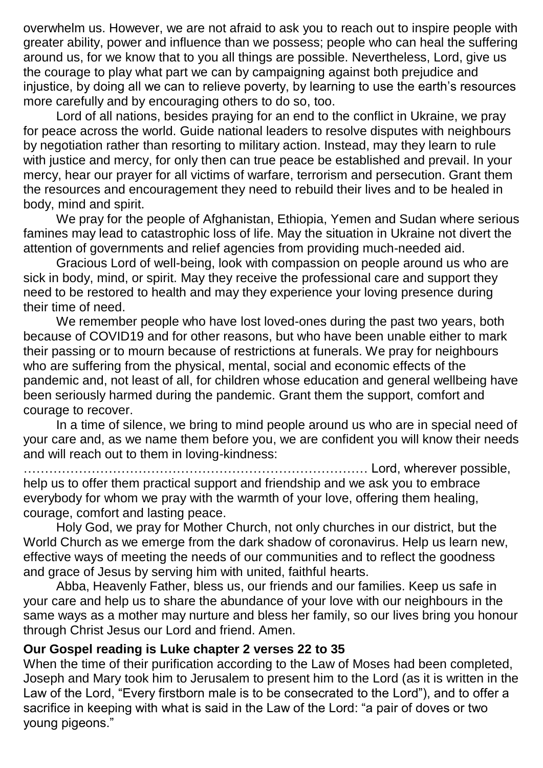overwhelm us. However, we are not afraid to ask you to reach out to inspire people with greater ability, power and influence than we possess; people who can heal the suffering around us, for we know that to you all things are possible. Nevertheless, Lord, give us the courage to play what part we can by campaigning against both prejudice and injustice, by doing all we can to relieve poverty, by learning to use the earth's resources more carefully and by encouraging others to do so, too.

Lord of all nations, besides praying for an end to the conflict in Ukraine, we pray for peace across the world. Guide national leaders to resolve disputes with neighbours by negotiation rather than resorting to military action. Instead, may they learn to rule with justice and mercy, for only then can true peace be established and prevail. In your mercy, hear our prayer for all victims of warfare, terrorism and persecution. Grant them the resources and encouragement they need to rebuild their lives and to be healed in body, mind and spirit.

We pray for the people of Afghanistan, Ethiopia, Yemen and Sudan where serious famines may lead to catastrophic loss of life. May the situation in Ukraine not divert the attention of governments and relief agencies from providing much-needed aid.

Gracious Lord of well-being, look with compassion on people around us who are sick in body, mind, or spirit. May they receive the professional care and support they need to be restored to health and may they experience your loving presence during their time of need.

We remember people who have lost loved-ones during the past two years, both because of COVID19 and for other reasons, but who have been unable either to mark their passing or to mourn because of restrictions at funerals. We pray for neighbours who are suffering from the physical, mental, social and economic effects of the pandemic and, not least of all, for children whose education and general wellbeing have been seriously harmed during the pandemic. Grant them the support, comfort and courage to recover.

In a time of silence, we bring to mind people around us who are in special need of your care and, as we name them before you, we are confident you will know their needs and will reach out to them in loving-kindness:

……………………………………………………………………… Lord, wherever possible, help us to offer them practical support and friendship and we ask you to embrace everybody for whom we pray with the warmth of your love, offering them healing, courage, comfort and lasting peace.

Holy God, we pray for Mother Church, not only churches in our district, but the World Church as we emerge from the dark shadow of coronavirus. Help us learn new, effective ways of meeting the needs of our communities and to reflect the goodness and grace of Jesus by serving him with united, faithful hearts.

Abba, Heavenly Father, bless us, our friends and our families. Keep us safe in your care and help us to share the abundance of your love with our neighbours in the same ways as a mother may nurture and bless her family, so our lives bring you honour through Christ Jesus our Lord and friend. Amen.

**Our Gospel reading is Luke chapter 2 verses 22 to 35**

When the time of their purification according to the Law of Moses had been completed, Joseph and Mary took him to Jerusalem to present him to the Lord (as it is written in the Law of the Lord, "Every firstborn male is to be consecrated to the Lord"), and to offer a sacrifice in keeping with what is said in the Law of the Lord: "a pair of doves or two young pigeons."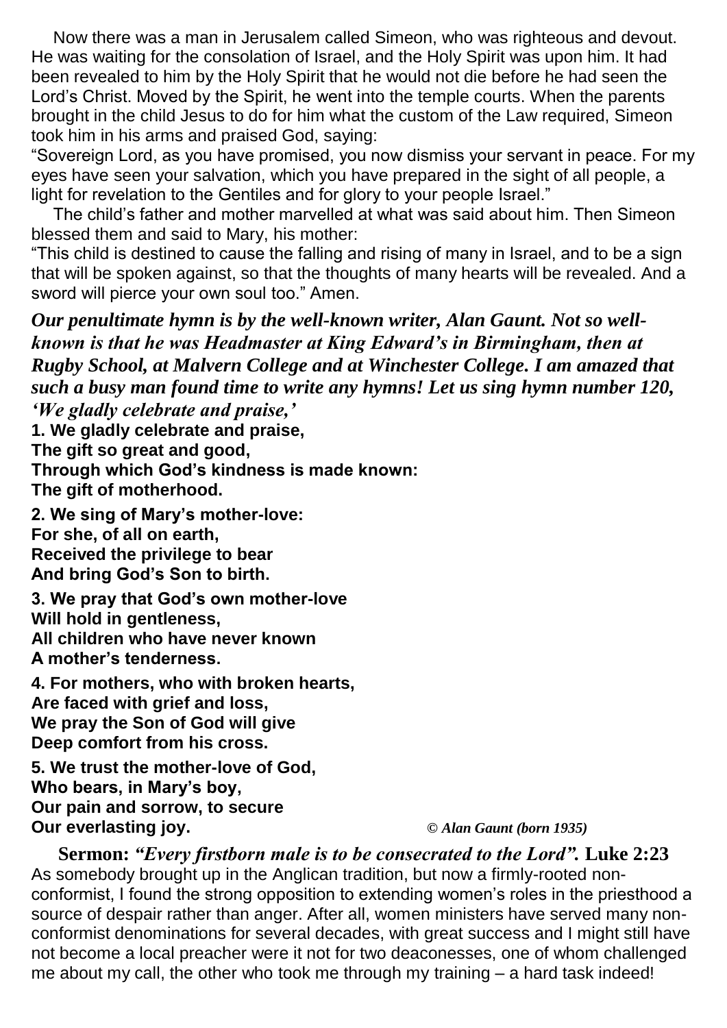Now there was a man in Jerusalem called Simeon, who was righteous and devout. He was waiting for the consolation of Israel, and the Holy Spirit was upon him. It had been revealed to him by the Holy Spirit that he would not die before he had seen the Lord's Christ. Moved by the Spirit, he went into the temple courts. When the parents brought in the child Jesus to do for him what the custom of the Law required, Simeon took him in his arms and praised God, saying:

"Sovereign Lord, as you have promised, you now dismiss your servant in peace. For my eyes have seen your salvation, which you have prepared in the sight of all people, a light for revelation to the Gentiles and for glory to your people Israel."

The child's father and mother marvelled at what was said about him. Then Simeon blessed them and said to Mary, his mother:

"This child is destined to cause the falling and rising of many in Israel, and to be a sign that will be spoken against, so that the thoughts of many hearts will be revealed. And a sword will pierce your own soul too." Amen.

***Our penultimate hymn is by the well-known writer, Alan Gaunt. Not so well-known is that he was Headmaster at King Edward's in Birmingham, then at Rugby School, at Malvern College and at Winchester College. I am amazed that such a busy man found time to write any hymns! Let us sing hymn number 120, 'We gladly celebrate and praise,'***

**1. We gladly celebrate and praise,**
**The gift so great and good,**
**Through which God's kindness is made known:**
**The gift of motherhood.**

**2. We sing of Mary's mother-love:**
**For she, of all on earth,**
**Received the privilege to bear**
**And bring God's Son to birth.**

**3. We pray that God's own mother-love**
**Will hold in gentleness,**
**All children who have never known**
**A mother's tenderness.**

**4. For mothers, who with broken hearts,**
**Are faced with grief and loss,**
**We pray the Son of God will give**
**Deep comfort from his cross.**

**5. We trust the mother-love of God,**
**Who bears, in Mary's boy,**
**Our pain and sorrow, to secure**
**Our everlasting joy.**

*© Alan Gaunt (born 1935)*

**Sermon:** ***"Every firstborn male is to be consecrated to the Lord".*** **Luke 2:23**

As somebody brought up in the Anglican tradition, but now a firmly-rooted non-conformist, I found the strong opposition to extending women's roles in the priesthood a source of despair rather than anger. After all, women ministers have served many non-conformist denominations for several decades, with great success and I might still have not become a local preacher were it not for two deaconesses, one of whom challenged me about my call, the other who took me through my training – a hard task indeed!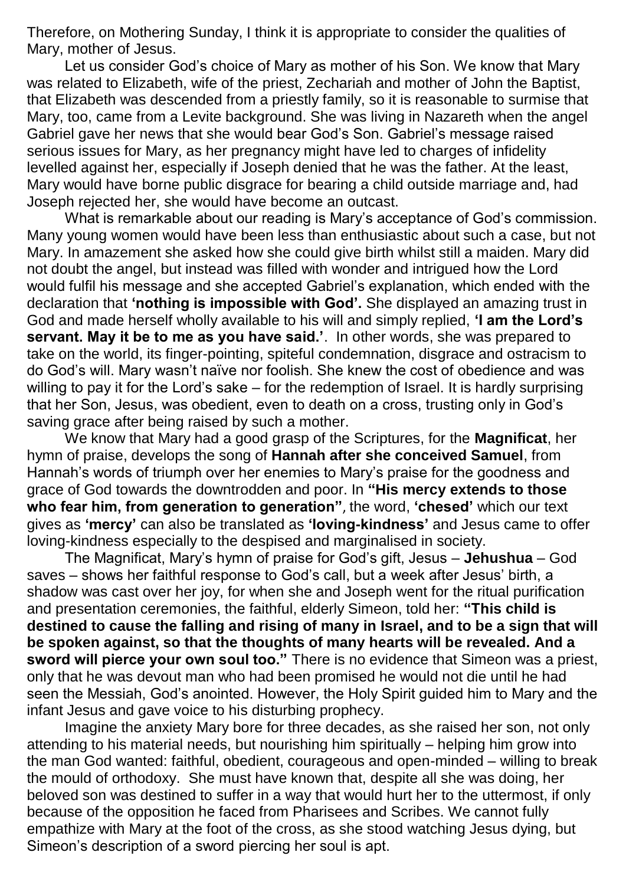Therefore, on Mothering Sunday, I think it is appropriate to consider the qualities of Mary, mother of Jesus.

Let us consider God's choice of Mary as mother of his Son. We know that Mary was related to Elizabeth, wife of the priest, Zechariah and mother of John the Baptist, that Elizabeth was descended from a priestly family, so it is reasonable to surmise that Mary, too, came from a Levite background. She was living in Nazareth when the angel Gabriel gave her news that she would bear God's Son. Gabriel's message raised serious issues for Mary, as her pregnancy might have led to charges of infidelity levelled against her, especially if Joseph denied that he was the father. At the least, Mary would have borne public disgrace for bearing a child outside marriage and, had Joseph rejected her, she would have become an outcast.

What is remarkable about our reading is Mary's acceptance of God's commission. Many young women would have been less than enthusiastic about such a case, but not Mary. In amazement she asked how she could give birth whilst still a maiden. Mary did not doubt the angel, but instead was filled with wonder and intrigued how the Lord would fulfil his message and she accepted Gabriel's explanation, which ended with the declaration that **'nothing is impossible with God'.** She displayed an amazing trust in God and made herself wholly available to his will and simply replied, **'I am the Lord's servant. May it be to me as you have said.'**. In other words, she was prepared to take on the world, its finger-pointing, spiteful condemnation, disgrace and ostracism to do God's will. Mary wasn't naïve nor foolish. She knew the cost of obedience and was willing to pay it for the Lord's sake – for the redemption of Israel. It is hardly surprising that her Son, Jesus, was obedient, even to death on a cross, trusting only in God's saving grace after being raised by such a mother.

We know that Mary had a good grasp of the Scriptures, for the **Magnificat**, her hymn of praise, develops the song of **Hannah after she conceived Samuel**, from Hannah's words of triumph over her enemies to Mary's praise for the goodness and grace of God towards the downtrodden and poor. In **"His mercy extends to those who fear him, from generation to generation"**, the word, **'chesed'** which our text gives as **'mercy'** can also be translated as **'loving-kindness'** and Jesus came to offer loving-kindness especially to the despised and marginalised in society.

The Magnificat, Mary's hymn of praise for God's gift, Jesus – **Jehushua** – God saves – shows her faithful response to God's call, but a week after Jesus' birth, a shadow was cast over her joy, for when she and Joseph went for the ritual purification and presentation ceremonies, the faithful, elderly Simeon, told her: **"This child is destined to cause the falling and rising of many in Israel, and to be a sign that will be spoken against, so that the thoughts of many hearts will be revealed. And a sword will pierce your own soul too."** There is no evidence that Simeon was a priest, only that he was devout man who had been promised he would not die until he had seen the Messiah, God's anointed. However, the Holy Spirit guided him to Mary and the infant Jesus and gave voice to his disturbing prophecy.

Imagine the anxiety Mary bore for three decades, as she raised her son, not only attending to his material needs, but nourishing him spiritually – helping him grow into the man God wanted: faithful, obedient, courageous and open-minded – willing to break the mould of orthodoxy. She must have known that, despite all she was doing, her beloved son was destined to suffer in a way that would hurt her to the uttermost, if only because of the opposition he faced from Pharisees and Scribes. We cannot fully empathize with Mary at the foot of the cross, as she stood watching Jesus dying, but Simeon's description of a sword piercing her soul is apt.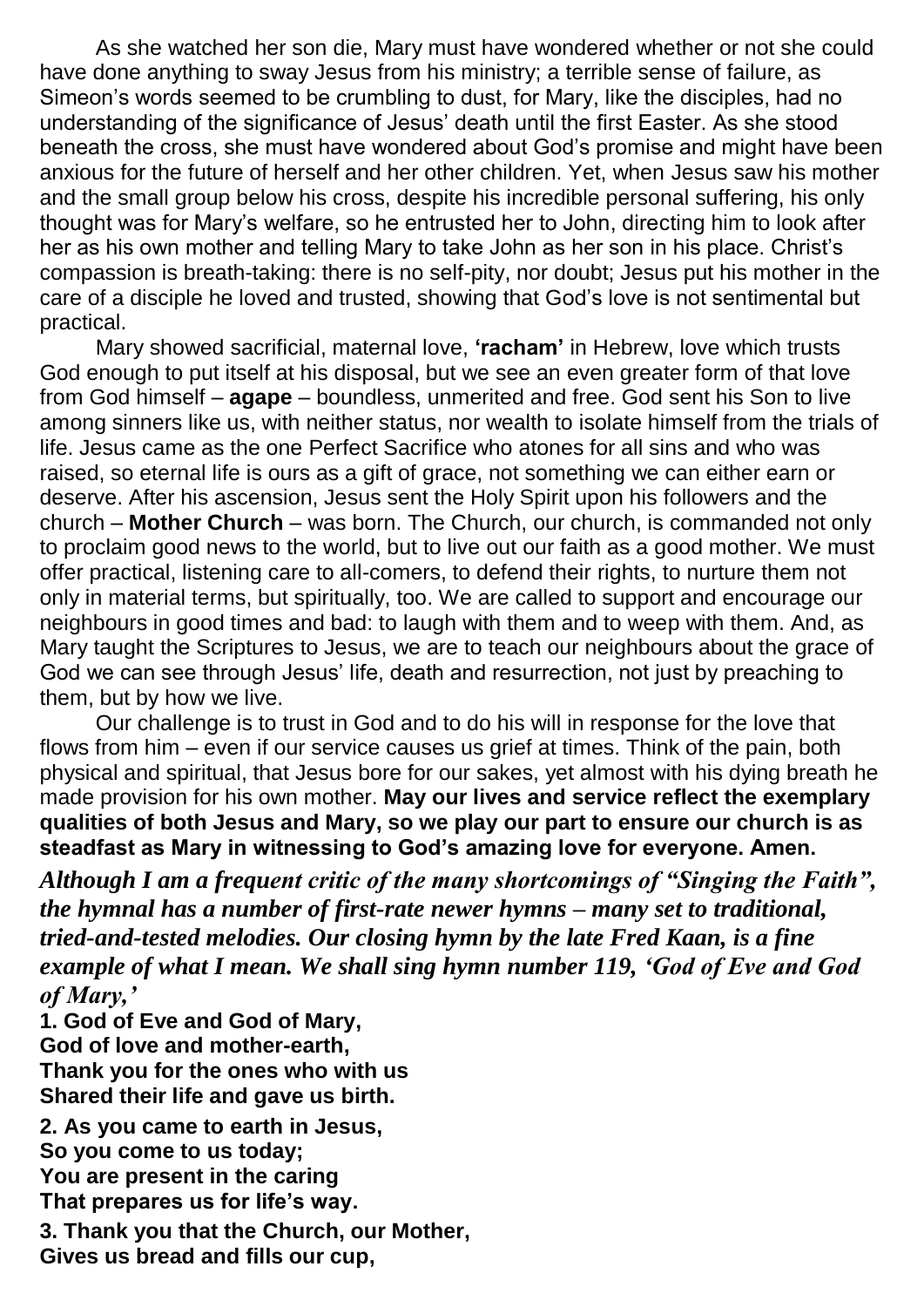As she watched her son die, Mary must have wondered whether or not she could have done anything to sway Jesus from his ministry; a terrible sense of failure, as Simeon's words seemed to be crumbling to dust, for Mary, like the disciples, had no understanding of the significance of Jesus' death until the first Easter. As she stood beneath the cross, she must have wondered about God's promise and might have been anxious for the future of herself and her other children. Yet, when Jesus saw his mother and the small group below his cross, despite his incredible personal suffering, his only thought was for Mary's welfare, so he entrusted her to John, directing him to look after her as his own mother and telling Mary to take John as her son in his place. Christ's compassion is breath-taking: there is no self-pity, nor doubt; Jesus put his mother in the care of a disciple he loved and trusted, showing that God's love is not sentimental but practical.

Mary showed sacrificial, maternal love, **'racham'** in Hebrew, love which trusts God enough to put itself at his disposal, but we see an even greater form of that love from God himself – **agape** – boundless, unmerited and free. God sent his Son to live among sinners like us, with neither status, nor wealth to isolate himself from the trials of life. Jesus came as the one Perfect Sacrifice who atones for all sins and who was raised, so eternal life is ours as a gift of grace, not something we can either earn or deserve. After his ascension, Jesus sent the Holy Spirit upon his followers and the church – **Mother Church** – was born. The Church, our church, is commanded not only to proclaim good news to the world, but to live out our faith as a good mother. We must offer practical, listening care to all-comers, to defend their rights, to nurture them not only in material terms, but spiritually, too. We are called to support and encourage our neighbours in good times and bad: to laugh with them and to weep with them. And, as Mary taught the Scriptures to Jesus, we are to teach our neighbours about the grace of God we can see through Jesus' life, death and resurrection, not just by preaching to them, but by how we live.

Our challenge is to trust in God and to do his will in response for the love that flows from him – even if our service causes us grief at times. Think of the pain, both physical and spiritual, that Jesus bore for our sakes, yet almost with his dying breath he made provision for his own mother. **May our lives and service reflect the exemplary qualities of both Jesus and Mary, so we play our part to ensure our church is as steadfast as Mary in witnessing to God's amazing love for everyone. Amen.**

***Although I am a frequent critic of the many shortcomings of "Singing the Faith", the hymnal has a number of first-rate newer hymns – many set to traditional, tried-and-tested melodies. Our closing hymn by the late Fred Kaan, is a fine example of what I mean. We shall sing hymn number 119, 'God of Eve and God of Mary,'***

**1. God of Eve and God of Mary,**
**God of love and mother-earth,**
**Thank you for the ones who with us**
**Shared their life and gave us birth.**

**2. As you came to earth in Jesus,**
**So you come to us today;**
**You are present in the caring**
**That prepares us for life's way.**

**3. Thank you that the Church, our Mother,**
**Gives us bread and fills our cup,**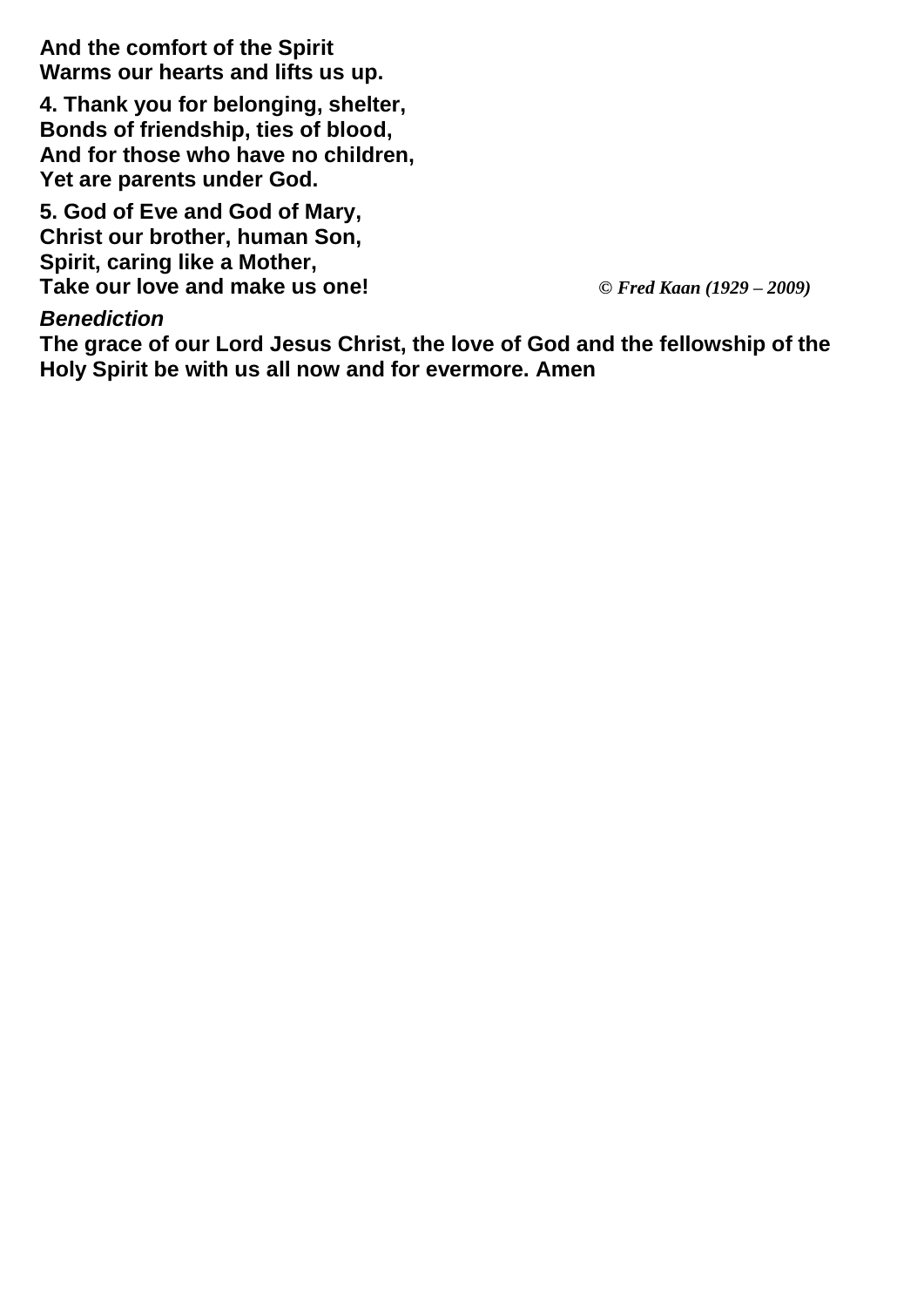**And the comfort of the Spirit**
**Warms our hearts and lifts us up.**

**4. Thank you for belonging, shelter,**
**Bonds of friendship, ties of blood,**
**And for those who have no children,**
**Yet are parents under God.**

**5. God of Eve and God of Mary,**
**Christ our brother, human Son,**
**Spirit, caring like a Mother,**
**Take our love and make us one!**

*© Fred Kaan (1929 – 2009)*

***Benediction***

**The grace of our Lord Jesus Christ, the love of God and the fellowship of the Holy Spirit be with us all now and for evermore. Amen**